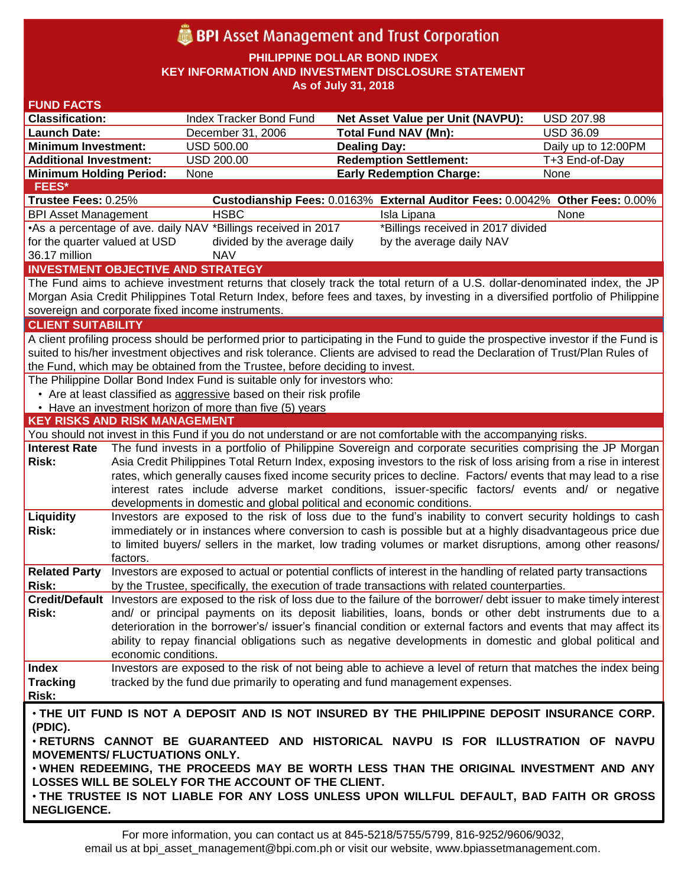# BPI Asset Management and Trust Corporation

**PHILIPPINE DOLLAR BOND INDEX**
**KEY INFORMATION AND INVESTMENT DISCLOSURE STATEMENT**
**As of July 31, 2018**

## FUND FACTS

| | | | |
|---|---|---|---|
| **Classification:** | Index Tracker Bond Fund | **Net Asset Value per Unit (NAVPU):** | USD 207.98 |
| **Launch Date:** | December 31, 2006 | **Total Fund NAV (Mn):** | USD 36.09 |
| **Minimum Investment:** | USD 500.00 | **Dealing Day:** | Daily up to 12:00PM |
| **Additional Investment:** | USD 200.00 | **Redemption Settlement:** | T+3 End-of-Day |
| **Minimum Holding Period:** | None | **Early Redemption Charge:** | None |

## FEES*

| **Trustee Fees:** 0.25% | **Custodianship Fees:** 0.0163% | **External Auditor Fees:** 0.0042% | **Other Fees:** 0.00% |
|---|---|---|---|
| BPI Asset Management | HSBC | Isla Lipana | None |
| •As a percentage of ave. daily NAV for the quarter valued at USD 36.17 million | *Billings received in 2017 divided by the average daily NAV | *Billings received in 2017 divided by the average daily NAV | |

## INVESTMENT OBJECTIVE AND STRATEGY

The Fund aims to achieve investment returns that closely track the total return of a U.S. dollar-denominated index, the JP Morgan Asia Credit Philippines Total Return Index, before fees and taxes, by investing in a diversified portfolio of Philippine sovereign and corporate fixed income instruments.

## CLIENT SUITABILITY

A client profiling process should be performed prior to participating in the Fund to guide the prospective investor if the Fund is suited to his/her investment objectives and risk tolerance. Clients are advised to read the Declaration of Trust/Plan Rules of the Fund, which may be obtained from the Trustee, before deciding to invest.

The Philippine Dollar Bond Index Fund is suitable only for investors who:

- Are at least classified as aggressive based on their risk profile
- Have an investment horizon of more than five (5) years

## KEY RISKS AND RISK MANAGEMENT

You should not invest in this Fund if you do not understand or are not comfortable with the accompanying risks.

| | |
|---|---|
| **Interest Rate Risk:** | The fund invests in a portfolio of Philippine Sovereign and corporate securities comprising the JP Morgan Asia Credit Philippines Total Return Index, exposing investors to the risk of loss arising from a rise in interest rates, which generally causes fixed income security prices to decline. Factors/ events that may lead to a rise interest rates include adverse market conditions, issuer-specific factors/ events and/ or negative developments in domestic and global political and economic conditions. |
| **Liquidity Risk:** | Investors are exposed to the risk of loss due to the fund's inability to convert security holdings to cash immediately or in instances where conversion to cash is possible but at a highly disadvantageous price due to limited buyers/ sellers in the market, low trading volumes or market disruptions, among other reasons/ factors. |
| **Related Party Risk:** | Investors are exposed to actual or potential conflicts of interest in the handling of related party transactions by the Trustee, specifically, the execution of trade transactions with related counterparties. |
| **Credit/Default Risk:** | Investors are exposed to the risk of loss due to the failure of the borrower/ debt issuer to make timely interest and/ or principal payments on its deposit liabilities, loans, bonds or other debt instruments due to a deterioration in the borrower's/ issuer's financial condition or external factors and events that may affect its ability to repay financial obligations such as negative developments in domestic and global political and economic conditions. |
| **Index Tracking Risk:** | Investors are exposed to the risk of not being able to achieve a level of return that matches the index being tracked by the fund due primarily to operating and fund management expenses. |

**• THE UIT FUND IS NOT A DEPOSIT AND IS NOT INSURED BY THE PHILIPPINE DEPOSIT INSURANCE CORP. (PDIC).**
**• RETURNS CANNOT BE GUARANTEED AND HISTORICAL NAVPU IS FOR ILLUSTRATION OF NAVPU MOVEMENTS/ FLUCTUATIONS ONLY.**
**• WHEN REDEEMING, THE PROCEEDS MAY BE WORTH LESS THAN THE ORIGINAL INVESTMENT AND ANY LOSSES WILL BE SOLELY FOR THE ACCOUNT OF THE CLIENT.**
**• THE TRUSTEE IS NOT LIABLE FOR ANY LOSS UNLESS UPON WILLFUL DEFAULT, BAD FAITH OR GROSS NEGLIGENCE.**

For more information, you can contact us at 845-5218/5755/5799, 816-9252/9606/9032, email us at bpi_asset_management@bpi.com.ph or visit our website, www.bpiassetmanagement.com.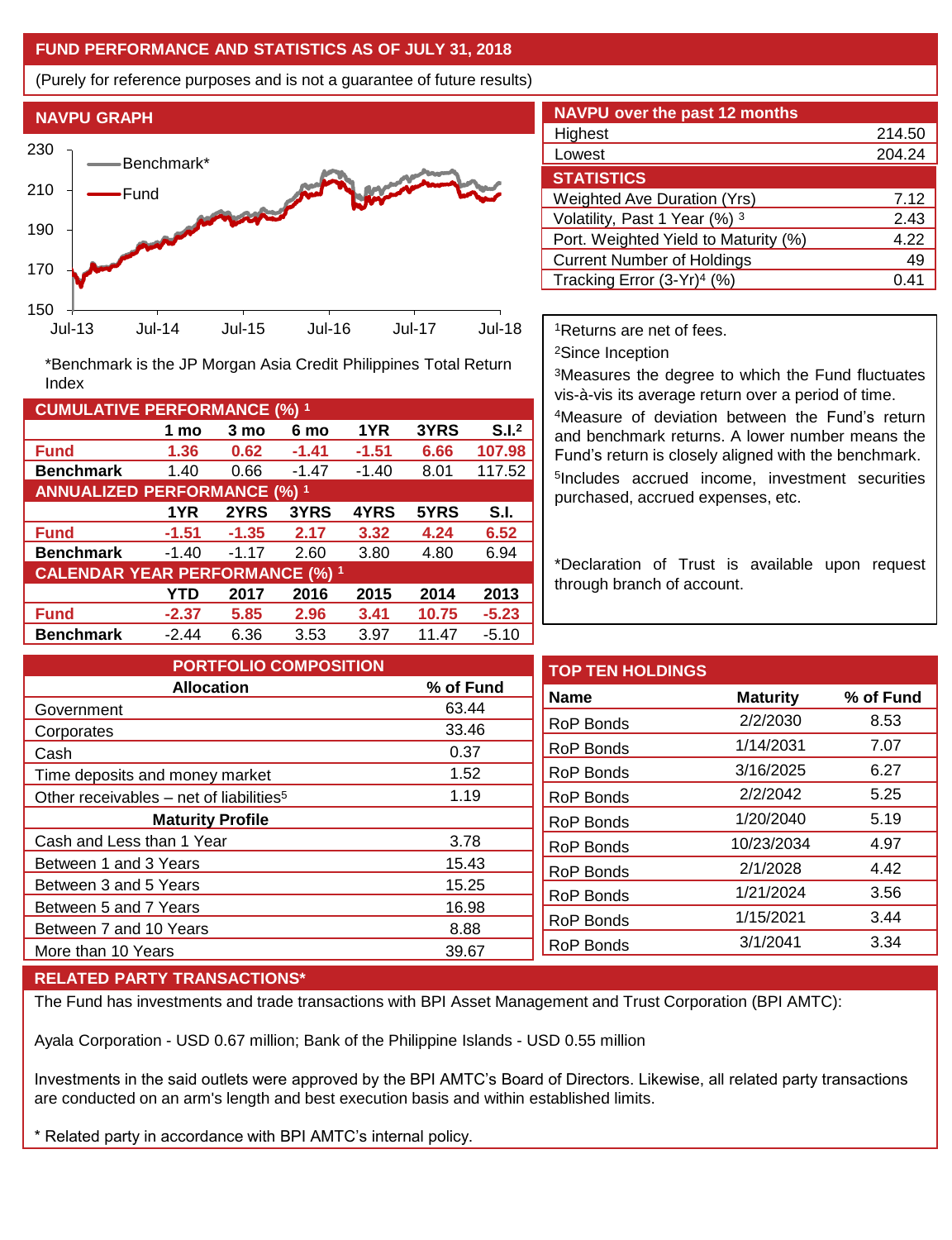## FUND PERFORMANCE AND STATISTICS AS OF JULY 31, 2018

(Purely for reference purposes and is not a guarantee of future results)

### NAVPU GRAPH

*Benchmark is the JP Morgan Asia Credit Philippines Total Return Index

### NAVPU over the past 12 months

| | |
|---|---|
| Highest | 214.50 |
| Lowest | 204.24 |

### STATISTICS

| | |
|---|---|
| Weighted Ave Duration (Yrs) | 7.12 |
| Volatility, Past 1 Year (%) [3] | 2.43 |
| Port. Weighted Yield to Maturity (%) | 4.22 |
| Current Number of Holdings | 49 |
| Tracking Error (3-Yr)[4] (%) | 0.41 |

[1]Returns are net of fees.

[2]Since Inception

[3]Measures the degree to which the Fund fluctuates vis-à-vis its average return over a period of time.

[4]Measure of deviation between the Fund's return and benchmark returns. A lower number means the Fund's return is closely aligned with the benchmark.

[5]Includes accrued income, investment securities purchased, accrued expenses, etc.

*Declaration of Trust is available upon request through branch of account.

### CUMULATIVE PERFORMANCE (%) [1]

| | 1 mo | 3 mo | 6 mo | 1YR | 3YRS | S.I.[2] |
|---|---|---|---|---|---|---|
| **Fund** | **1.36** | **0.62** | **-1.41** | **-1.51** | **6.66** | **107.98** |
| **Benchmark** | 1.40 | 0.66 | -1.47 | -1.40 | 8.01 | 117.52 |

### ANNUALIZED PERFORMANCE (%) [1]

| | 1YR | 2YRS | 3YRS | 4YRS | 5YRS | S.I. |
|---|---|---|---|---|---|---|
| **Fund** | **-1.51** | **-1.35** | **2.17** | **3.32** | **4.24** | **6.52** |
| **Benchmark** | -1.40 | -1.17 | 2.60 | 3.80 | 4.80 | 6.94 |

### CALENDAR YEAR PERFORMANCE (%) [1]

| | YTD | 2017 | 2016 | 2015 | 2014 | 2013 |
|---|---|---|---|---|---|---|
| **Fund** | **-2.37** | **5.85** | **2.96** | **3.41** | **10.75** | **-5.23** |
| **Benchmark** | -2.44 | 6.36 | 3.53 | 3.97 | 11.47 | -5.10 |

### PORTFOLIO COMPOSITION

| Allocation | % of Fund |
|---|---|
| Government | 63.44 |
| Corporates | 33.46 |
| Cash | 0.37 |
| Time deposits and money market | 1.52 |
| Other receivables – net of liabilities[5] | 1.19 |
| **Maturity Profile** | |
| Cash and Less than 1 Year | 3.78 |
| Between 1 and 3 Years | 15.43 |
| Between 3 and 5 Years | 15.25 |
| Between 5 and 7 Years | 16.98 |
| Between 7 and 10 Years | 8.88 |
| More than 10 Years | 39.67 |

### TOP TEN HOLDINGS

| Name | Maturity | % of Fund |
|---|---|---|
| RoP Bonds | 2/2/2030 | 8.53 |
| RoP Bonds | 1/14/2031 | 7.07 |
| RoP Bonds | 3/16/2025 | 6.27 |
| RoP Bonds | 2/2/2042 | 5.25 |
| RoP Bonds | 1/20/2040 | 5.19 |
| RoP Bonds | 10/23/2034 | 4.97 |
| RoP Bonds | 2/1/2028 | 4.42 |
| RoP Bonds | 1/21/2024 | 3.56 |
| RoP Bonds | 1/15/2021 | 3.44 |
| RoP Bonds | 3/1/2041 | 3.34 |

### RELATED PARTY TRANSACTIONS*

The Fund has investments and trade transactions with BPI Asset Management and Trust Corporation (BPI AMTC):

Ayala Corporation - USD 0.67 million; Bank of the Philippine Islands - USD 0.55 million

Investments in the said outlets were approved by the BPI AMTC's Board of Directors. Likewise, all related party transactions are conducted on an arm's length and best execution basis and within established limits.

* Related party in accordance with BPI AMTC's internal policy.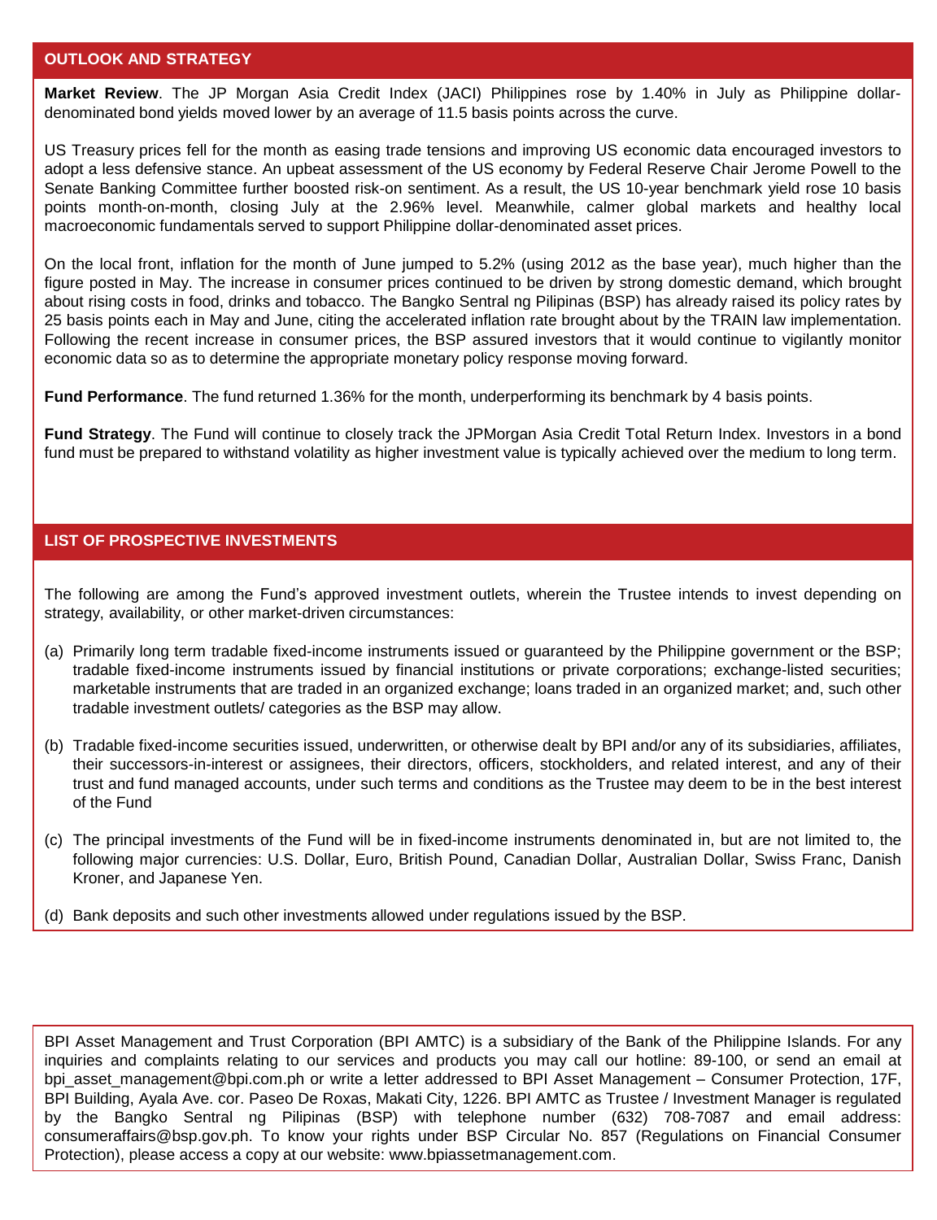## OUTLOOK AND STRATEGY

**Market Review**. The JP Morgan Asia Credit Index (JACI) Philippines rose by 1.40% in July as Philippine dollar-denominated bond yields moved lower by an average of 11.5 basis points across the curve.

US Treasury prices fell for the month as easing trade tensions and improving US economic data encouraged investors to adopt a less defensive stance. An upbeat assessment of the US economy by Federal Reserve Chair Jerome Powell to the Senate Banking Committee further boosted risk-on sentiment. As a result, the US 10-year benchmark yield rose 10 basis points month-on-month, closing July at the 2.96% level. Meanwhile, calmer global markets and healthy local macroeconomic fundamentals served to support Philippine dollar-denominated asset prices.

On the local front, inflation for the month of June jumped to 5.2% (using 2012 as the base year), much higher than the figure posted in May. The increase in consumer prices continued to be driven by strong domestic demand, which brought about rising costs in food, drinks and tobacco. The Bangko Sentral ng Pilipinas (BSP) has already raised its policy rates by 25 basis points each in May and June, citing the accelerated inflation rate brought about by the TRAIN law implementation. Following the recent increase in consumer prices, the BSP assured investors that it would continue to vigilantly monitor economic data so as to determine the appropriate monetary policy response moving forward.

**Fund Performance**. The fund returned 1.36% for the month, underperforming its benchmark by 4 basis points.

**Fund Strategy**. The Fund will continue to closely track the JPMorgan Asia Credit Total Return Index. Investors in a bond fund must be prepared to withstand volatility as higher investment value is typically achieved over the medium to long term.

## LIST OF PROSPECTIVE INVESTMENTS

The following are among the Fund's approved investment outlets, wherein the Trustee intends to invest depending on strategy, availability, or other market-driven circumstances:

(a) Primarily long term tradable fixed-income instruments issued or guaranteed by the Philippine government or the BSP; tradable fixed-income instruments issued by financial institutions or private corporations; exchange-listed securities; marketable instruments that are traded in an organized exchange; loans traded in an organized market; and, such other tradable investment outlets/ categories as the BSP may allow.

(b) Tradable fixed-income securities issued, underwritten, or otherwise dealt by BPI and/or any of its subsidiaries, affiliates, their successors-in-interest or assignees, their directors, officers, stockholders, and related interest, and any of their trust and fund managed accounts, under such terms and conditions as the Trustee may deem to be in the best interest of the Fund

(c) The principal investments of the Fund will be in fixed-income instruments denominated in, but are not limited to, the following major currencies: U.S. Dollar, Euro, British Pound, Canadian Dollar, Australian Dollar, Swiss Franc, Danish Kroner, and Japanese Yen.

(d) Bank deposits and such other investments allowed under regulations issued by the BSP.

BPI Asset Management and Trust Corporation (BPI AMTC) is a subsidiary of the Bank of the Philippine Islands. For any inquiries and complaints relating to our services and products you may call our hotline: 89-100, or send an email at bpi_asset_management@bpi.com.ph or write a letter addressed to BPI Asset Management – Consumer Protection, 17F, BPI Building, Ayala Ave. cor. Paseo De Roxas, Makati City, 1226. BPI AMTC as Trustee / Investment Manager is regulated by the Bangko Sentral ng Pilipinas (BSP) with telephone number (632) 708-7087 and email address: consumeraffairs@bsp.gov.ph. To know your rights under BSP Circular No. 857 (Regulations on Financial Consumer Protection), please access a copy at our website: www.bpiassetmanagement.com.